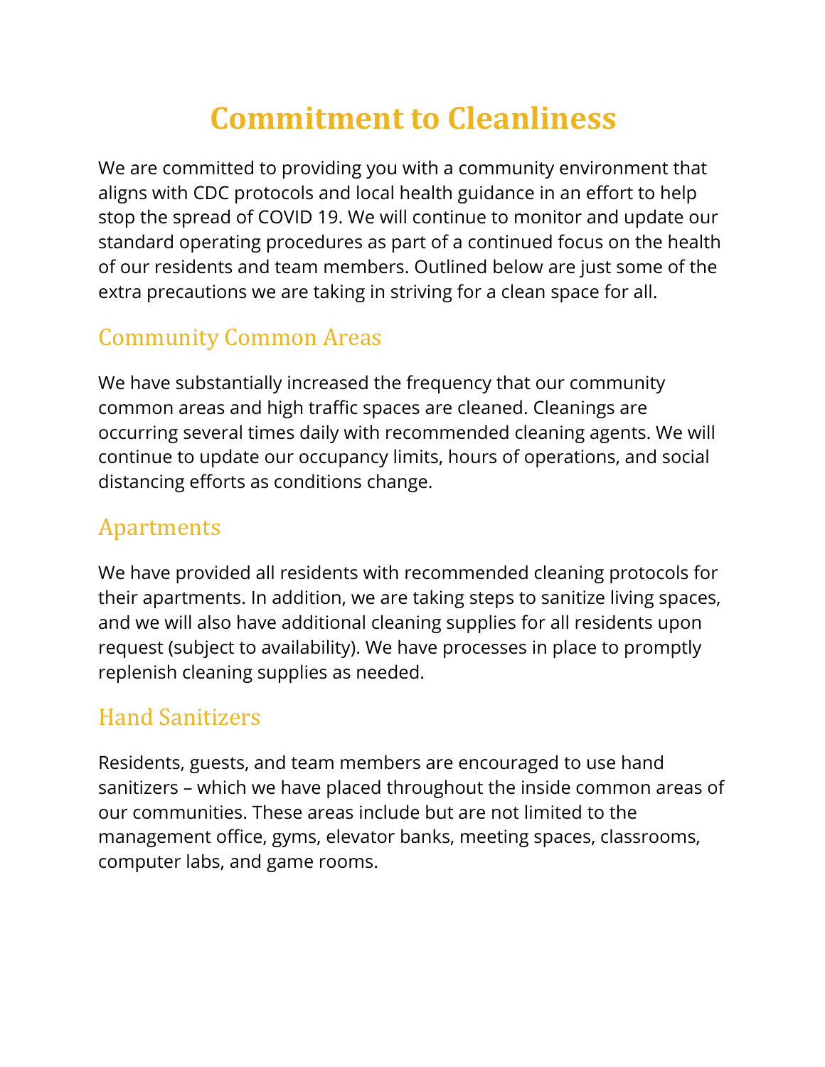# Commitment to Cleanliness

We are committed to providing you with a community environment that aligns with CDC protocols and local health guidance in an effort to help stop the spread of COVID 19. We will continue to monitor and update our standard operating procedures as part of a continued focus on the health of our residents and team members. Outlined below are just some of the extra precautions we are taking in striving for a clean space for all.

## Community Common Areas

We have substantially increased the frequency that our community common areas and high traffic spaces are cleaned. Cleanings are occurring several times daily with recommended cleaning agents. We will continue to update our occupancy limits, hours of operations, and social distancing efforts as conditions change.

## Apartments

We have provided all residents with recommended cleaning protocols for their apartments. In addition, we are taking steps to sanitize living spaces, and we will also have additional cleaning supplies for all residents upon request (subject to availability). We have processes in place to promptly replenish cleaning supplies as needed.

## Hand Sanitizers

Residents, guests, and team members are encouraged to use hand sanitizers – which we have placed throughout the inside common areas of our communities. These areas include but are not limited to the management office, gyms, elevator banks, meeting spaces, classrooms, computer labs, and game rooms.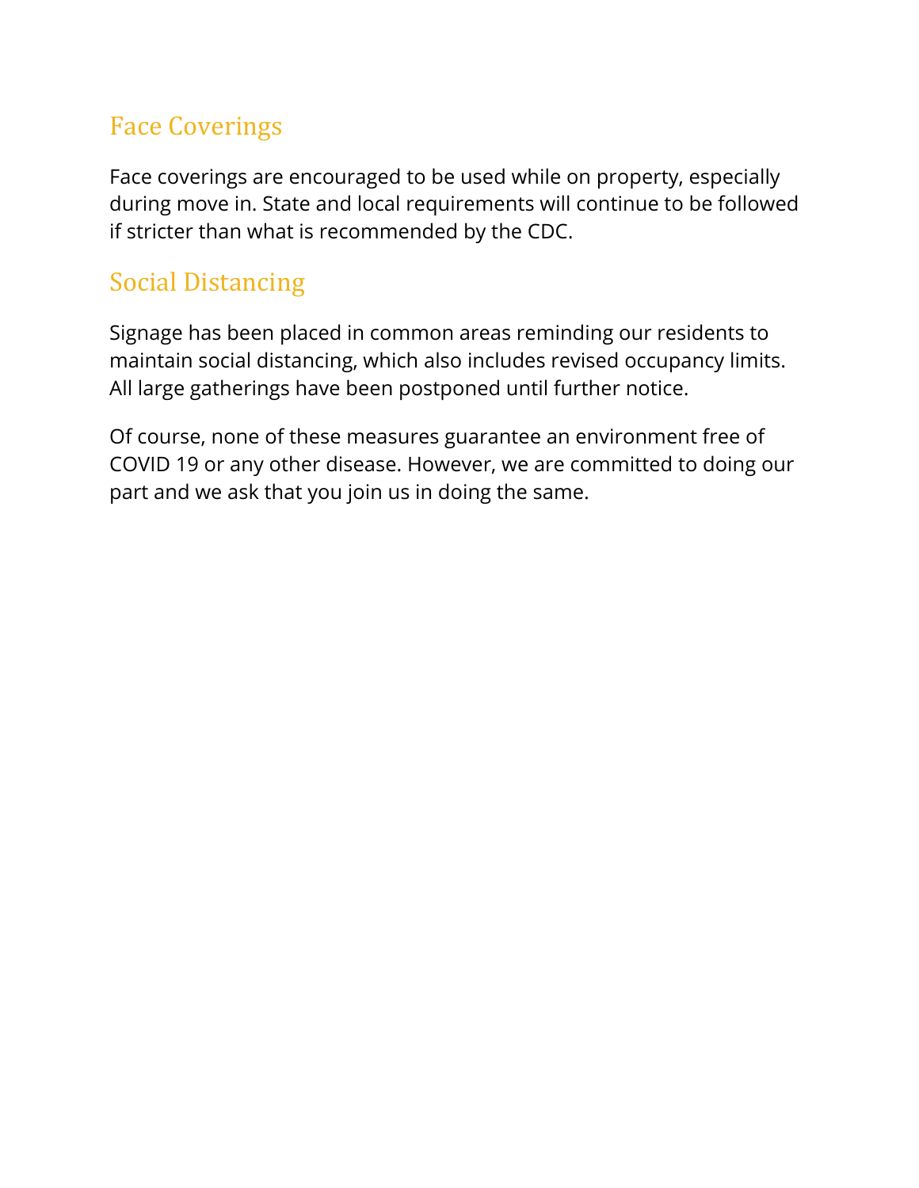## Face Coverings

Face coverings are encouraged to be used while on property, especially during move in. State and local requirements will continue to be followed if stricter than what is recommended by the CDC.

## Social Distancing

Signage has been placed in common areas reminding our residents to maintain social distancing, which also includes revised occupancy limits. All large gatherings have been postponed until further notice.

Of course, none of these measures guarantee an environment free of COVID 19 or any other disease. However, we are committed to doing our part and we ask that you join us in doing the same.